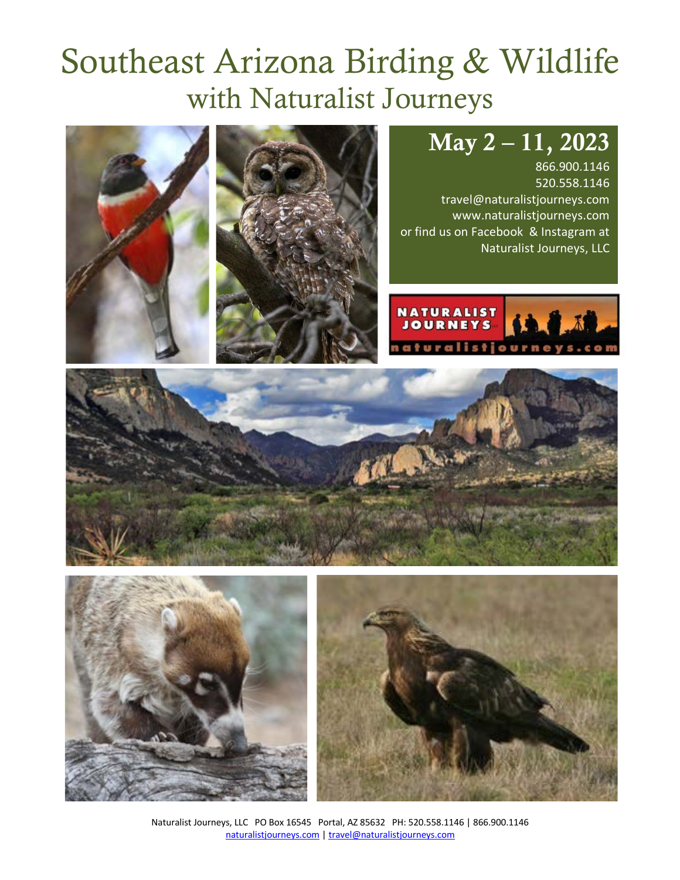# Southeast Arizona Birding & Wildlife
## with Naturalist Journeys

## May 2 – 11, 2023

866.900.1146
520.558.1146
travel@naturalistjourneys.com
www.naturalistjourneys.com
or find us on Facebook & Instagram at Naturalist Journeys, LLC

Naturalist Journeys, LLC PO Box 16545 Portal, AZ 85632 PH: 520.558.1146 | 866.900.1146
naturalistjourneys.com | travel@naturalistjourneys.com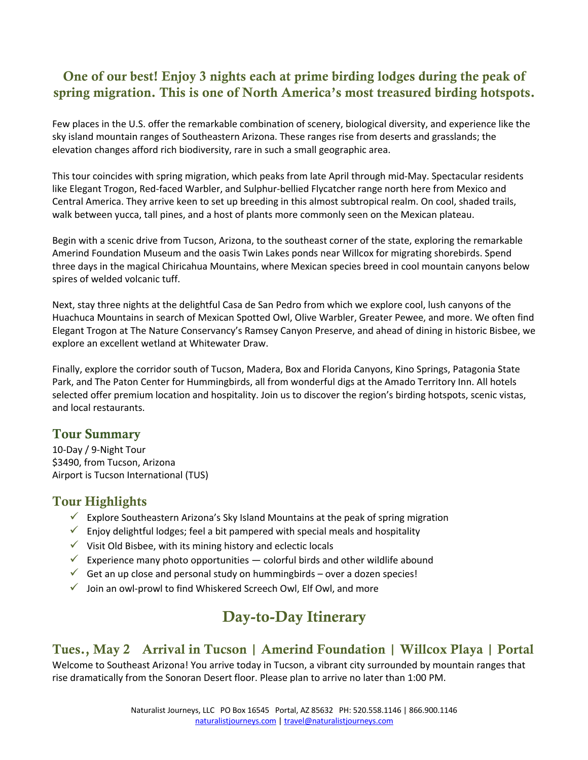## One of our best! Enjoy 3 nights each at prime birding lodges during the peak of spring migration. This is one of North America's most treasured birding hotspots.

Few places in the U.S. offer the remarkable combination of scenery, biological diversity, and experience like the sky island mountain ranges of Southeastern Arizona. These ranges rise from deserts and grasslands; the elevation changes afford rich biodiversity, rare in such a small geographic area.

This tour coincides with spring migration, which peaks from late April through mid-May. Spectacular residents like Elegant Trogon, Red-faced Warbler, and Sulphur-bellied Flycatcher range north here from Mexico and Central America. They arrive keen to set up breeding in this almost subtropical realm. On cool, shaded trails, walk between yucca, tall pines, and a host of plants more commonly seen on the Mexican plateau.

Begin with a scenic drive from Tucson, Arizona, to the southeast corner of the state, exploring the remarkable Amerind Foundation Museum and the oasis Twin Lakes ponds near Willcox for migrating shorebirds. Spend three days in the magical Chiricahua Mountains, where Mexican species breed in cool mountain canyons below spires of welded volcanic tuff.

Next, stay three nights at the delightful Casa de San Pedro from which we explore cool, lush canyons of the Huachuca Mountains in search of Mexican Spotted Owl, Olive Warbler, Greater Pewee, and more. We often find Elegant Trogon at The Nature Conservancy's Ramsey Canyon Preserve, and ahead of dining in historic Bisbee, we explore an excellent wetland at Whitewater Draw.

Finally, explore the corridor south of Tucson, Madera, Box and Florida Canyons, Kino Springs, Patagonia State Park, and The Paton Center for Hummingbirds, all from wonderful digs at the Amado Territory Inn. All hotels selected offer premium location and hospitality. Join us to discover the region's birding hotspots, scenic vistas, and local restaurants.

## Tour Summary

10-Day / 9-Night Tour
$3490, from Tucson, Arizona
Airport is Tucson International (TUS)

## Tour Highlights

- ✓ Explore Southeastern Arizona's Sky Island Mountains at the peak of spring migration
- ✓ Enjoy delightful lodges; feel a bit pampered with special meals and hospitality
- ✓ Visit Old Bisbee, with its mining history and eclectic locals
- ✓ Experience many photo opportunities — colorful birds and other wildlife abound
- ✓ Get an up close and personal study on hummingbirds – over a dozen species!
- ✓ Join an owl-prowl to find Whiskered Screech Owl, Elf Owl, and more

# Day-to-Day Itinerary

## Tues., May 2 Arrival in Tucson | Amerind Foundation | Willcox Playa | Portal

Welcome to Southeast Arizona! You arrive today in Tucson, a vibrant city surrounded by mountain ranges that rise dramatically from the Sonoran Desert floor. Please plan to arrive no later than 1:00 PM.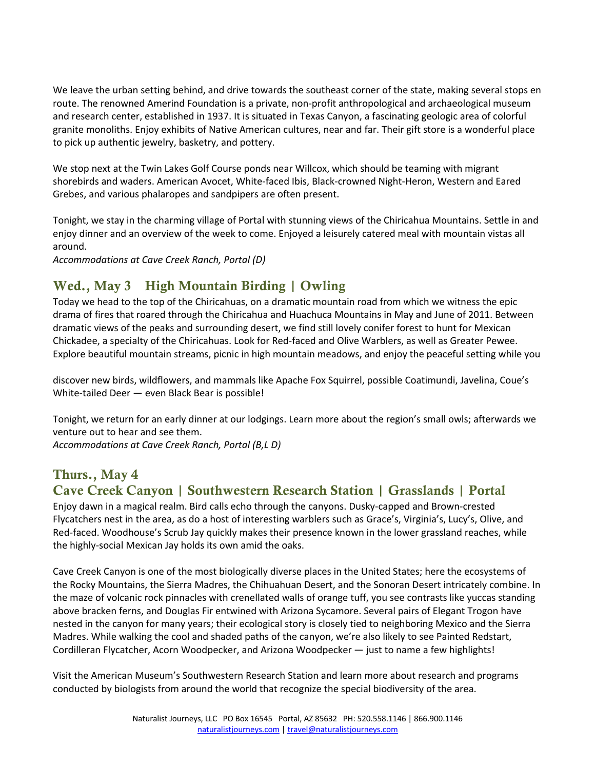We leave the urban setting behind, and drive towards the southeast corner of the state, making several stops en route. The renowned Amerind Foundation is a private, non-profit anthropological and archaeological museum and research center, established in 1937. It is situated in Texas Canyon, a fascinating geologic area of colorful granite monoliths. Enjoy exhibits of Native American cultures, near and far. Their gift store is a wonderful place to pick up authentic jewelry, basketry, and pottery.

We stop next at the Twin Lakes Golf Course ponds near Willcox, which should be teaming with migrant shorebirds and waders. American Avocet, White-faced Ibis, Black-crowned Night-Heron, Western and Eared Grebes, and various phalaropes and sandpipers are often present.

Tonight, we stay in the charming village of Portal with stunning views of the Chiricahua Mountains. Settle in and enjoy dinner and an overview of the week to come. Enjoyed a leisurely catered meal with mountain vistas all around.
*Accommodations at Cave Creek Ranch, Portal (D)*

## Wed., May 3 High Mountain Birding | Owling

Today we head to the top of the Chiricahuas, on a dramatic mountain road from which we witness the epic drama of fires that roared through the Chiricahua and Huachuca Mountains in May and June of 2011. Between dramatic views of the peaks and surrounding desert, we find still lovely conifer forest to hunt for Mexican Chickadee, a specialty of the Chiricahuas. Look for Red-faced and Olive Warblers, as well as Greater Pewee. Explore beautiful mountain streams, picnic in high mountain meadows, and enjoy the peaceful setting while you discover new birds, wildflowers, and mammals like Apache Fox Squirrel, possible Coatimundi, Javelina, Coue's White-tailed Deer — even Black Bear is possible!

Tonight, we return for an early dinner at our lodgings. Learn more about the region's small owls; afterwards we venture out to hear and see them.
*Accommodations at Cave Creek Ranch, Portal (B,L D)*

## Thurs., May 4
## Cave Creek Canyon | Southwestern Research Station | Grasslands | Portal

Enjoy dawn in a magical realm. Bird calls echo through the canyons. Dusky-capped and Brown-crested Flycatchers nest in the area, as do a host of interesting warblers such as Grace's, Virginia's, Lucy's, Olive, and Red-faced. Woodhouse's Scrub Jay quickly makes their presence known in the lower grassland reaches, while the highly-social Mexican Jay holds its own amid the oaks.

Cave Creek Canyon is one of the most biologically diverse places in the United States; here the ecosystems of the Rocky Mountains, the Sierra Madres, the Chihuahuan Desert, and the Sonoran Desert intricately combine. In the maze of volcanic rock pinnacles with crenellated walls of orange tuff, you see contrasts like yuccas standing above bracken ferns, and Douglas Fir entwined with Arizona Sycamore. Several pairs of Elegant Trogon have nested in the canyon for many years; their ecological story is closely tied to neighboring Mexico and the Sierra Madres. While walking the cool and shaded paths of the canyon, we're also likely to see Painted Redstart, Cordilleran Flycatcher, Acorn Woodpecker, and Arizona Woodpecker — just to name a few highlights!

Visit the American Museum's Southwestern Research Station and learn more about research and programs conducted by biologists from around the world that recognize the special biodiversity of the area.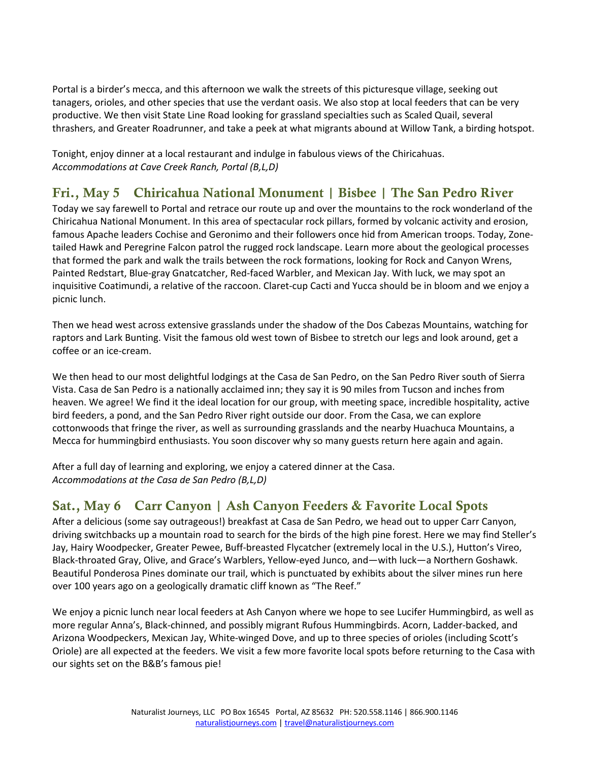Portal is a birder's mecca, and this afternoon we walk the streets of this picturesque village, seeking out tanagers, orioles, and other species that use the verdant oasis. We also stop at local feeders that can be very productive. We then visit State Line Road looking for grassland specialties such as Scaled Quail, several thrashers, and Greater Roadrunner, and take a peek at what migrants abound at Willow Tank, a birding hotspot.

Tonight, enjoy dinner at a local restaurant and indulge in fabulous views of the Chiricahuas.
*Accommodations at Cave Creek Ranch, Portal (B,L,D)*

## Fri., May 5 Chiricahua National Monument | Bisbee | The San Pedro River

Today we say farewell to Portal and retrace our route up and over the mountains to the rock wonderland of the Chiricahua National Monument. In this area of spectacular rock pillars, formed by volcanic activity and erosion, famous Apache leaders Cochise and Geronimo and their followers once hid from American troops. Today, Zone-tailed Hawk and Peregrine Falcon patrol the rugged rock landscape. Learn more about the geological processes that formed the park and walk the trails between the rock formations, looking for Rock and Canyon Wrens, Painted Redstart, Blue-gray Gnatcatcher, Red-faced Warbler, and Mexican Jay. With luck, we may spot an inquisitive Coatimundi, a relative of the raccoon. Claret-cup Cacti and Yucca should be in bloom and we enjoy a picnic lunch.

Then we head west across extensive grasslands under the shadow of the Dos Cabezas Mountains, watching for raptors and Lark Bunting. Visit the famous old west town of Bisbee to stretch our legs and look around, get a coffee or an ice-cream.

We then head to our most delightful lodgings at the Casa de San Pedro, on the San Pedro River south of Sierra Vista. Casa de San Pedro is a nationally acclaimed inn; they say it is 90 miles from Tucson and inches from heaven. We agree! We find it the ideal location for our group, with meeting space, incredible hospitality, active bird feeders, a pond, and the San Pedro River right outside our door. From the Casa, we can explore cottonwoods that fringe the river, as well as surrounding grasslands and the nearby Huachuca Mountains, a Mecca for hummingbird enthusiasts. You soon discover why so many guests return here again and again.

After a full day of learning and exploring, we enjoy a catered dinner at the Casa.
*Accommodations at the Casa de San Pedro (B,L,D)*

## Sat., May 6 Carr Canyon | Ash Canyon Feeders & Favorite Local Spots

After a delicious (some say outrageous!) breakfast at Casa de San Pedro, we head out to upper Carr Canyon, driving switchbacks up a mountain road to search for the birds of the high pine forest. Here we may find Steller's Jay, Hairy Woodpecker, Greater Pewee, Buff-breasted Flycatcher (extremely local in the U.S.), Hutton's Vireo, Black-throated Gray, Olive, and Grace's Warblers, Yellow-eyed Junco, and—with luck—a Northern Goshawk. Beautiful Ponderosa Pines dominate our trail, which is punctuated by exhibits about the silver mines run here over 100 years ago on a geologically dramatic cliff known as "The Reef."

We enjoy a picnic lunch near local feeders at Ash Canyon where we hope to see Lucifer Hummingbird, as well as more regular Anna's, Black-chinned, and possibly migrant Rufous Hummingbirds. Acorn, Ladder-backed, and Arizona Woodpeckers, Mexican Jay, White-winged Dove, and up to three species of orioles (including Scott's Oriole) are all expected at the feeders. We visit a few more favorite local spots before returning to the Casa with our sights set on the B&B's famous pie!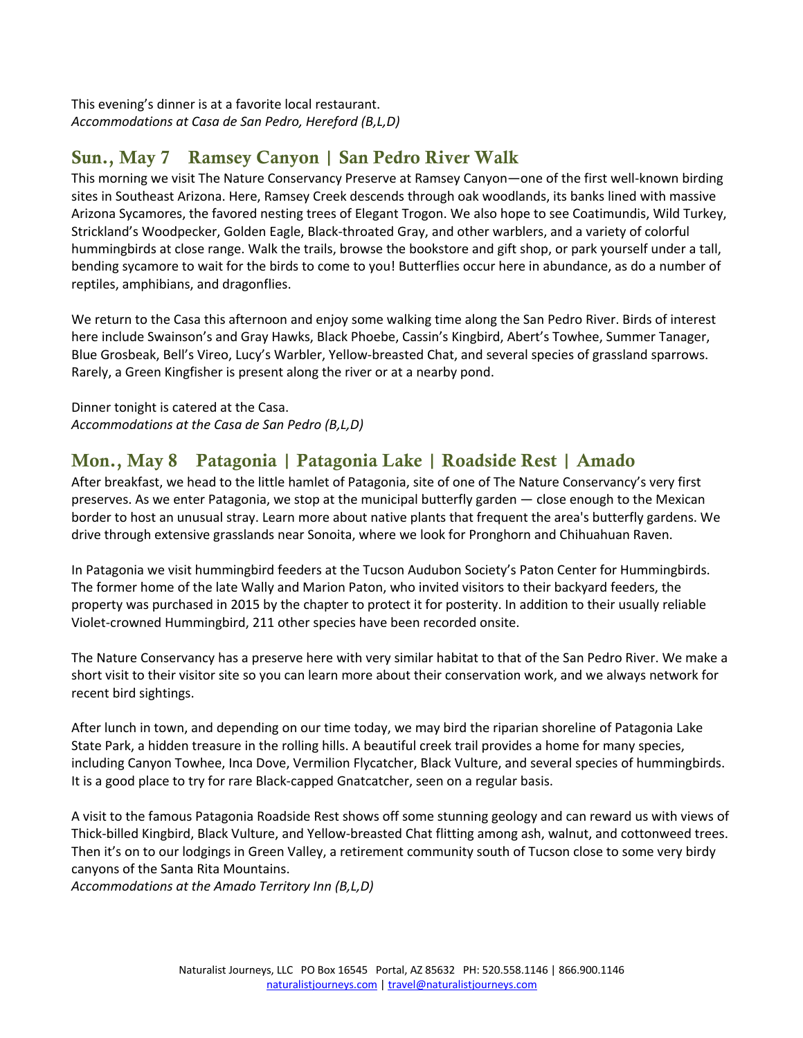This evening's dinner is at a favorite local restaurant.
*Accommodations at Casa de San Pedro, Hereford (B,L,D)*

## Sun., May 7 Ramsey Canyon | San Pedro River Walk

This morning we visit The Nature Conservancy Preserve at Ramsey Canyon—one of the first well-known birding sites in Southeast Arizona. Here, Ramsey Creek descends through oak woodlands, its banks lined with massive Arizona Sycamores, the favored nesting trees of Elegant Trogon. We also hope to see Coatimundis, Wild Turkey, Strickland's Woodpecker, Golden Eagle, Black-throated Gray, and other warblers, and a variety of colorful hummingbirds at close range. Walk the trails, browse the bookstore and gift shop, or park yourself under a tall, bending sycamore to wait for the birds to come to you! Butterflies occur here in abundance, as do a number of reptiles, amphibians, and dragonflies.

We return to the Casa this afternoon and enjoy some walking time along the San Pedro River. Birds of interest here include Swainson's and Gray Hawks, Black Phoebe, Cassin's Kingbird, Abert's Towhee, Summer Tanager, Blue Grosbeak, Bell's Vireo, Lucy's Warbler, Yellow-breasted Chat, and several species of grassland sparrows. Rarely, a Green Kingfisher is present along the river or at a nearby pond.

Dinner tonight is catered at the Casa.
*Accommodations at the Casa de San Pedro (B,L,D)*

## Mon., May 8 Patagonia | Patagonia Lake | Roadside Rest | Amado

After breakfast, we head to the little hamlet of Patagonia, site of one of The Nature Conservancy's very first preserves. As we enter Patagonia, we stop at the municipal butterfly garden — close enough to the Mexican border to host an unusual stray. Learn more about native plants that frequent the area's butterfly gardens. We drive through extensive grasslands near Sonoita, where we look for Pronghorn and Chihuahuan Raven.

In Patagonia we visit hummingbird feeders at the Tucson Audubon Society's Paton Center for Hummingbirds. The former home of the late Wally and Marion Paton, who invited visitors to their backyard feeders, the property was purchased in 2015 by the chapter to protect it for posterity. In addition to their usually reliable Violet-crowned Hummingbird, 211 other species have been recorded onsite.

The Nature Conservancy has a preserve here with very similar habitat to that of the San Pedro River. We make a short visit to their visitor site so you can learn more about their conservation work, and we always network for recent bird sightings.

After lunch in town, and depending on our time today, we may bird the riparian shoreline of Patagonia Lake State Park, a hidden treasure in the rolling hills. A beautiful creek trail provides a home for many species, including Canyon Towhee, Inca Dove, Vermilion Flycatcher, Black Vulture, and several species of hummingbirds. It is a good place to try for rare Black-capped Gnatcatcher, seen on a regular basis.

A visit to the famous Patagonia Roadside Rest shows off some stunning geology and can reward us with views of Thick-billed Kingbird, Black Vulture, and Yellow-breasted Chat flitting among ash, walnut, and cottonweed trees. Then it's on to our lodgings in Green Valley, a retirement community south of Tucson close to some very birdy canyons of the Santa Rita Mountains.
*Accommodations at the Amado Territory Inn (B,L,D)*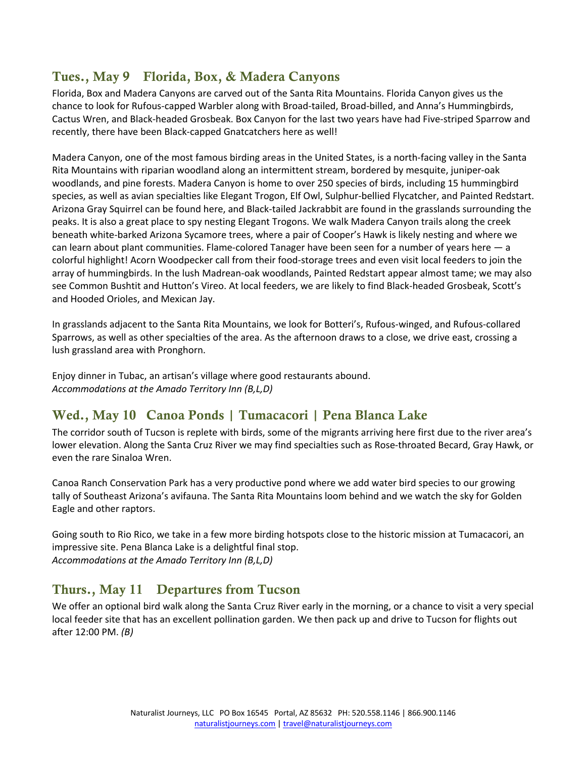## Tues., May 9 Florida, Box, & Madera Canyons

Florida, Box and Madera Canyons are carved out of the Santa Rita Mountains. Florida Canyon gives us the chance to look for Rufous-capped Warbler along with Broad-tailed, Broad-billed, and Anna's Hummingbirds, Cactus Wren, and Black-headed Grosbeak. Box Canyon for the last two years have had Five-striped Sparrow and recently, there have been Black-capped Gnatcatchers here as well!

Madera Canyon, one of the most famous birding areas in the United States, is a north-facing valley in the Santa Rita Mountains with riparian woodland along an intermittent stream, bordered by mesquite, juniper-oak woodlands, and pine forests. Madera Canyon is home to over 250 species of birds, including 15 hummingbird species, as well as avian specialties like Elegant Trogon, Elf Owl, Sulphur-bellied Flycatcher, and Painted Redstart. Arizona Gray Squirrel can be found here, and Black-tailed Jackrabbit are found in the grasslands surrounding the peaks. It is also a great place to spy nesting Elegant Trogons. We walk Madera Canyon trails along the creek beneath white-barked Arizona Sycamore trees, where a pair of Cooper's Hawk is likely nesting and where we can learn about plant communities. Flame-colored Tanager have been seen for a number of years here — a colorful highlight! Acorn Woodpecker call from their food-storage trees and even visit local feeders to join the array of hummingbirds. In the lush Madrean-oak woodlands, Painted Redstart appear almost tame; we may also see Common Bushtit and Hutton's Vireo. At local feeders, we are likely to find Black-headed Grosbeak, Scott's and Hooded Orioles, and Mexican Jay.

In grasslands adjacent to the Santa Rita Mountains, we look for Botteri's, Rufous-winged, and Rufous-collared Sparrows, as well as other specialties of the area. As the afternoon draws to a close, we drive east, crossing a lush grassland area with Pronghorn.

Enjoy dinner in Tubac, an artisan's village where good restaurants abound.
*Accommodations at the Amado Territory Inn (B,L,D)*

## Wed., May 10 Canoa Ponds | Tumacacori | Pena Blanca Lake

The corridor south of Tucson is replete with birds, some of the migrants arriving here first due to the river area's lower elevation. Along the Santa Cruz River we may find specialties such as Rose-throated Becard, Gray Hawk, or even the rare Sinaloa Wren.

Canoa Ranch Conservation Park has a very productive pond where we add water bird species to our growing tally of Southeast Arizona's avifauna. The Santa Rita Mountains loom behind and we watch the sky for Golden Eagle and other raptors.

Going south to Rio Rico, we take in a few more birding hotspots close to the historic mission at Tumacacori, an impressive site. Pena Blanca Lake is a delightful final stop.
*Accommodations at the Amado Territory Inn (B,L,D)*

## Thurs., May 11 Departures from Tucson

We offer an optional bird walk along the Santa Cruz River early in the morning, or a chance to visit a very special local feeder site that has an excellent pollination garden. We then pack up and drive to Tucson for flights out after 12:00 PM. *(B)*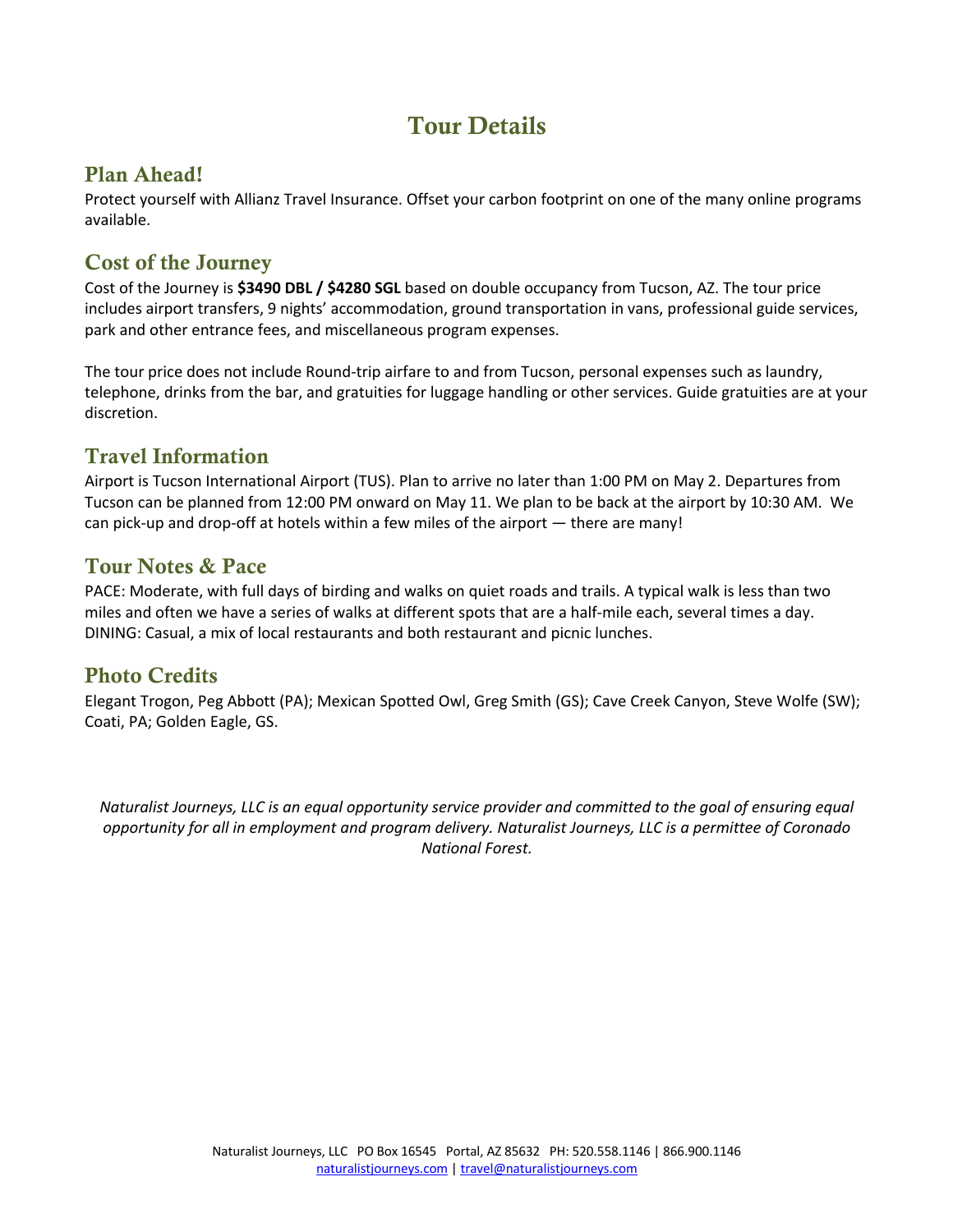# Tour Details

## Plan Ahead!

Protect yourself with Allianz Travel Insurance. Offset your carbon footprint on one of the many online programs available.

## Cost of the Journey

Cost of the Journey is **$3490 DBL / $4280 SGL** based on double occupancy from Tucson, AZ. The tour price includes airport transfers, 9 nights' accommodation, ground transportation in vans, professional guide services, park and other entrance fees, and miscellaneous program expenses.

The tour price does not include Round-trip airfare to and from Tucson, personal expenses such as laundry, telephone, drinks from the bar, and gratuities for luggage handling or other services. Guide gratuities are at your discretion.

## Travel Information

Airport is Tucson International Airport (TUS). Plan to arrive no later than 1:00 PM on May 2. Departures from Tucson can be planned from 12:00 PM onward on May 11. We plan to be back at the airport by 10:30 AM. We can pick-up and drop-off at hotels within a few miles of the airport — there are many!

## Tour Notes & Pace

PACE: Moderate, with full days of birding and walks on quiet roads and trails. A typical walk is less than two miles and often we have a series of walks at different spots that are a half-mile each, several times a day.
DINING: Casual, a mix of local restaurants and both restaurant and picnic lunches.

## Photo Credits

Elegant Trogon, Peg Abbott (PA); Mexican Spotted Owl, Greg Smith (GS); Cave Creek Canyon, Steve Wolfe (SW); Coati, PA; Golden Eagle, GS.

*Naturalist Journeys, LLC is an equal opportunity service provider and committed to the goal of ensuring equal opportunity for all in employment and program delivery. Naturalist Journeys, LLC is a permittee of Coronado National Forest.*

Naturalist Journeys, LLC PO Box 16545 Portal, AZ 85632 PH: 520.558.1146 | 866.900.1146
naturalistjourneys.com | travel@naturalistjourneys.com